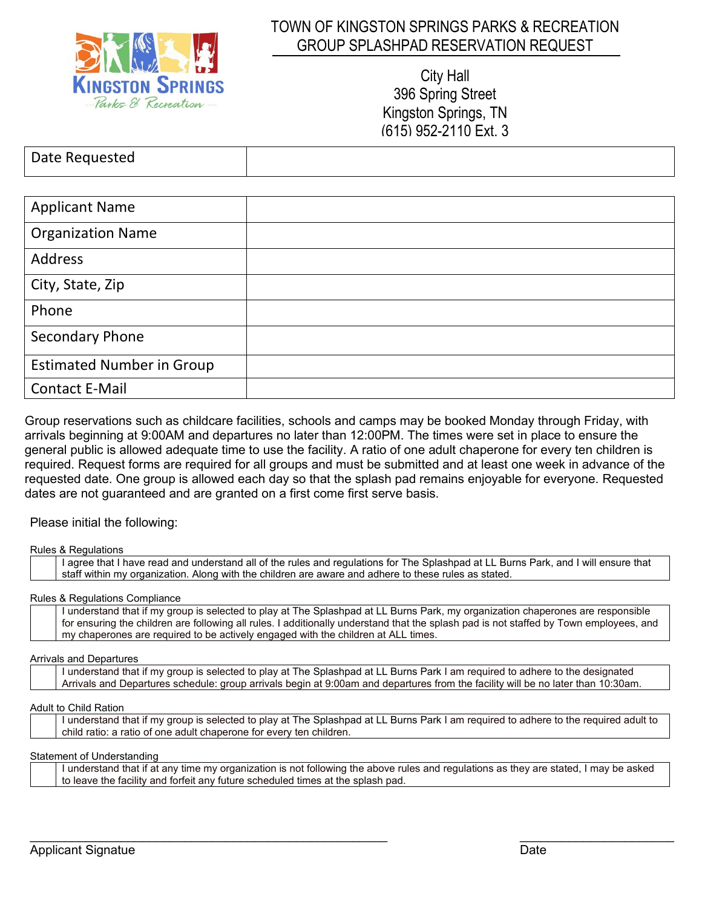# TOWN OF KINGSTON SPRINGS PARKS & RECREATION
## GROUP SPLASHPAD RESERVATION REQUEST

City Hall
396 Spring Street
Kingston Springs, TN
(615) 952-2110 Ext. 3

| Date Requested | |
|---|---|

| Applicant Name | |
|---|---|
| Organization Name | |
| Address | |
| City, State, Zip | |
| Phone | |
| Secondary Phone | |
| Estimated Number in Group | |
| Contact E-Mail | |

Group reservations such as childcare facilities, schools and camps may be booked Monday through Friday, with arrivals beginning at 9:00AM and departures no later than 12:00PM. The times were set in place to ensure the general public is allowed adequate time to use the facility. A ratio of one adult chaperone for every ten children is required. Request forms are required for all groups and must be submitted and at least one week in advance of the requested date. One group is allowed each day so that the splash pad remains enjoyable for everyone. Requested dates are not guaranteed and are granted on a first come first serve basis.

Please initial the following:

Rules & Regulations

| | I agree that I have read and understand all of the rules and regulations for The Splashpad at LL Burns Park, and I will ensure that staff within my organization. Along with the children are aware and adhere to these rules as stated. |
|---|---|

Rules & Regulations Compliance

| | I understand that if my group is selected to play at The Splashpad at LL Burns Park, my organization chaperones are responsible for ensuring the children are following all rules. I additionally understand that the splash pad is not staffed by Town employees, and my chaperones are required to be actively engaged with the children at ALL times. |
|---|---|

Arrivals and Departures

| | I understand that if my group is selected to play at The Splashpad at LL Burns Park I am required to adhere to the designated Arrivals and Departures schedule: group arrivals begin at 9:00am and departures from the facility will be no later than 10:30am. |
|---|---|

Adult to Child Ration

| | I understand that if my group is selected to play at The Splashpad at LL Burns Park I am required to adhere to the required adult to child ratio: a ratio of one adult chaperone for every ten children. |
|---|---|

Statement of Understanding

| | I understand that if at any time my organization is not following the above rules and regulations as they are stated, I may be asked to leave the facility and forfeit any future scheduled times at the splash pad. |
|---|---|

_______________________________________________ &nbsp;&nbsp;&nbsp;&nbsp; ____________________

Applicant Signatue &nbsp;&nbsp;&nbsp;&nbsp; Date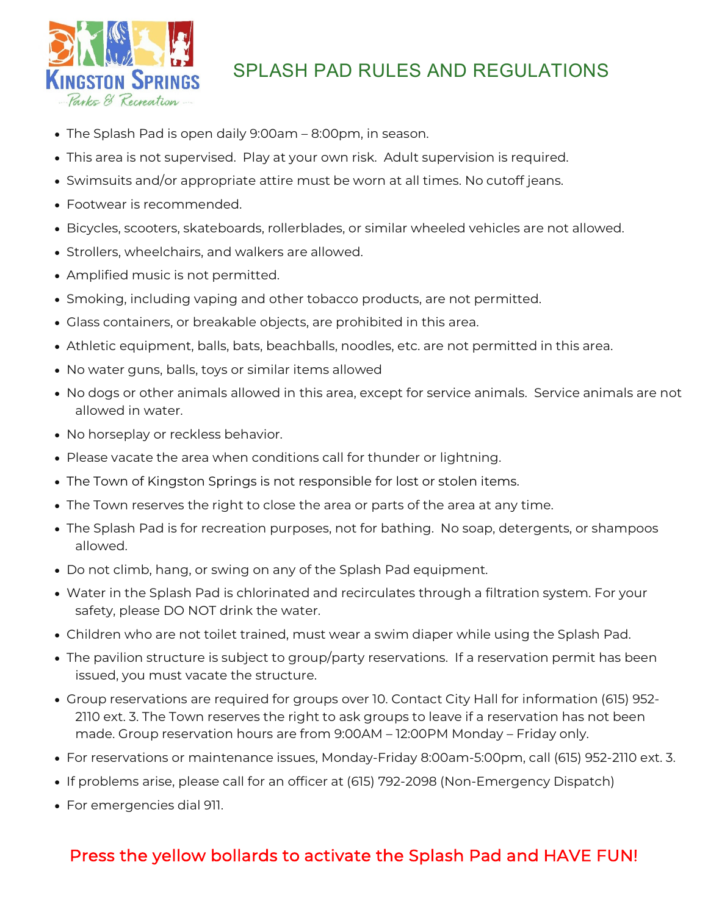# SPLASH PAD RULES AND REGULATIONS

- The Splash Pad is open daily 9:00am – 8:00pm, in season.
- This area is not supervised. Play at your own risk. Adult supervision is required.
- Swimsuits and/or appropriate attire must be worn at all times. No cutoff jeans.
- Footwear is recommended.
- Bicycles, scooters, skateboards, rollerblades, or similar wheeled vehicles are not allowed.
- Strollers, wheelchairs, and walkers are allowed.
- Amplified music is not permitted.
- Smoking, including vaping and other tobacco products, are not permitted.
- Glass containers, or breakable objects, are prohibited in this area.
- Athletic equipment, balls, bats, beachballs, noodles, etc. are not permitted in this area.
- No water guns, balls, toys or similar items allowed
- No dogs or other animals allowed in this area, except for service animals. Service animals are not allowed in water.
- No horseplay or reckless behavior.
- Please vacate the area when conditions call for thunder or lightning.
- The Town of Kingston Springs is not responsible for lost or stolen items.
- The Town reserves the right to close the area or parts of the area at any time.
- The Splash Pad is for recreation purposes, not for bathing. No soap, detergents, or shampoos allowed.
- Do not climb, hang, or swing on any of the Splash Pad equipment.
- Water in the Splash Pad is chlorinated and recirculates through a filtration system. For your safety, please DO NOT drink the water.
- Children who are not toilet trained, must wear a swim diaper while using the Splash Pad.
- The pavilion structure is subject to group/party reservations. If a reservation permit has been issued, you must vacate the structure.
- Group reservations are required for groups over 10. Contact City Hall for information (615) 952-2110 ext. 3. The Town reserves the right to ask groups to leave if a reservation has not been made. Group reservation hours are from 9:00AM – 12:00PM Monday – Friday only.
- For reservations or maintenance issues, Monday-Friday 8:00am-5:00pm, call (615) 952-2110 ext. 3.
- If problems arise, please call for an officer at (615) 792-2098 (Non-Emergency Dispatch)
- For emergencies dial 911.

**Press the yellow bollards to activate the Splash Pad and HAVE FUN!**